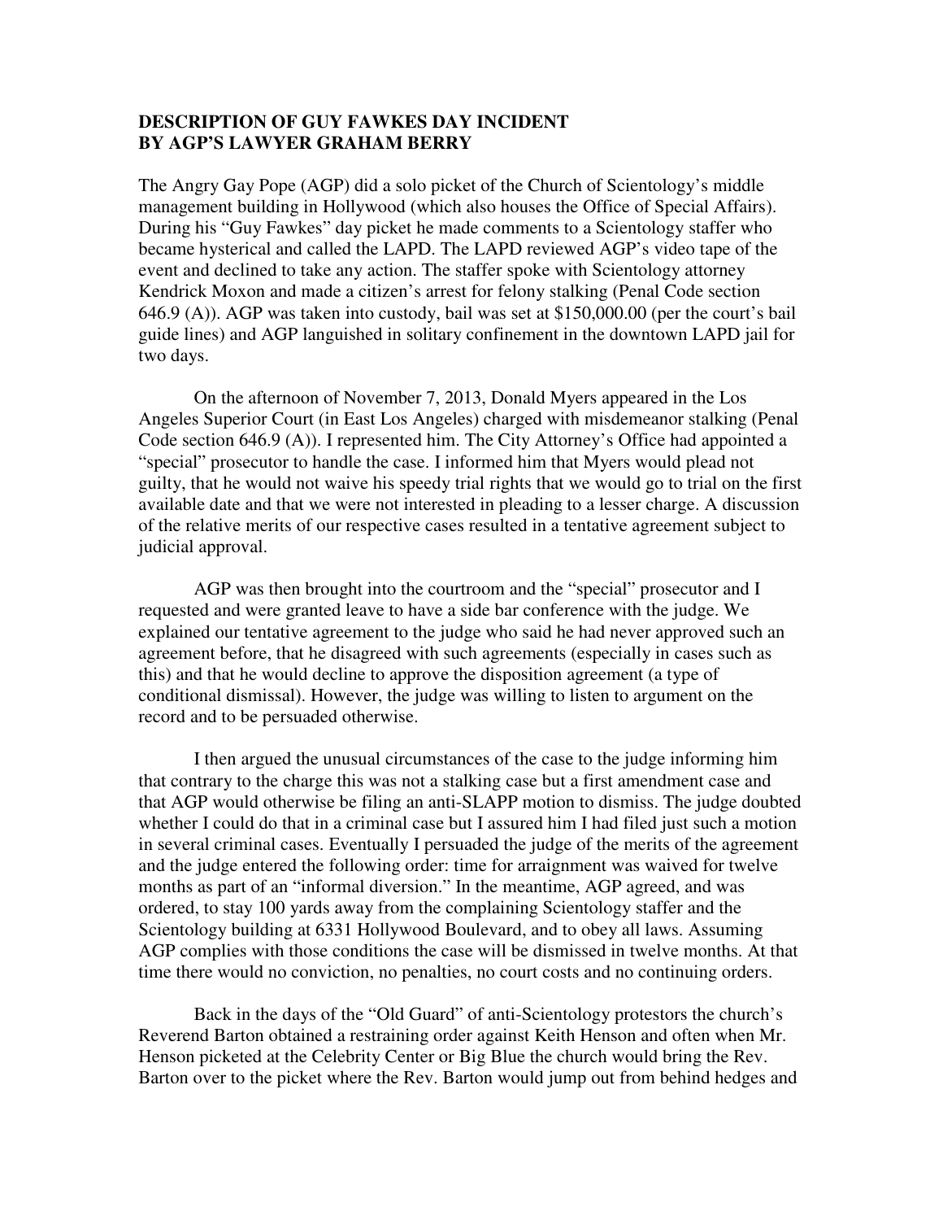**DESCRIPTION OF GUY FAWKES DAY INCIDENT**
**BY AGP'S LAWYER GRAHAM BERRY**

The Angry Gay Pope (AGP) did a solo picket of the Church of Scientology's middle management building in Hollywood (which also houses the Office of Special Affairs). During his "Guy Fawkes" day picket he made comments to a Scientology staffer who became hysterical and called the LAPD. The LAPD reviewed AGP's video tape of the event and declined to take any action. The staffer spoke with Scientology attorney Kendrick Moxon and made a citizen's arrest for felony stalking (Penal Code section 646.9 (A)). AGP was taken into custody, bail was set at $150,000.00 (per the court's bail guide lines) and AGP languished in solitary confinement in the downtown LAPD jail for two days.

On the afternoon of November 7, 2013, Donald Myers appeared in the Los Angeles Superior Court (in East Los Angeles) charged with misdemeanor stalking (Penal Code section 646.9 (A)). I represented him. The City Attorney's Office had appointed a "special" prosecutor to handle the case. I informed him that Myers would plead not guilty, that he would not waive his speedy trial rights that we would go to trial on the first available date and that we were not interested in pleading to a lesser charge. A discussion of the relative merits of our respective cases resulted in a tentative agreement subject to judicial approval.

AGP was then brought into the courtroom and the "special" prosecutor and I requested and were granted leave to have a side bar conference with the judge. We explained our tentative agreement to the judge who said he had never approved such an agreement before, that he disagreed with such agreements (especially in cases such as this) and that he would decline to approve the disposition agreement (a type of conditional dismissal). However, the judge was willing to listen to argument on the record and to be persuaded otherwise.

I then argued the unusual circumstances of the case to the judge informing him that contrary to the charge this was not a stalking case but a first amendment case and that AGP would otherwise be filing an anti-SLAPP motion to dismiss. The judge doubted whether I could do that in a criminal case but I assured him I had filed just such a motion in several criminal cases. Eventually I persuaded the judge of the merits of the agreement and the judge entered the following order: time for arraignment was waived for twelve months as part of an "informal diversion." In the meantime, AGP agreed, and was ordered, to stay 100 yards away from the complaining Scientology staffer and the Scientology building at 6331 Hollywood Boulevard, and to obey all laws. Assuming AGP complies with those conditions the case will be dismissed in twelve months. At that time there would no conviction, no penalties, no court costs and no continuing orders.

Back in the days of the "Old Guard" of anti-Scientology protestors the church's Reverend Barton obtained a restraining order against Keith Henson and often when Mr. Henson picketed at the Celebrity Center or Big Blue the church would bring the Rev. Barton over to the picket where the Rev. Barton would jump out from behind hedges and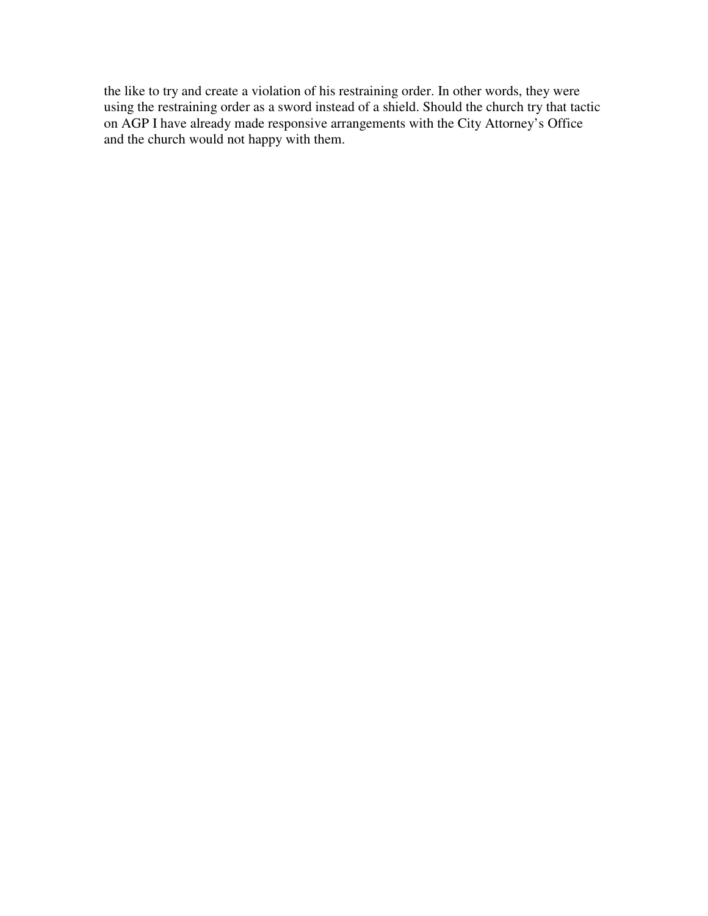the like to try and create a violation of his restraining order. In other words, they were using the restraining order as a sword instead of a shield. Should the church try that tactic on AGP I have already made responsive arrangements with the City Attorney's Office and the church would not happy with them.